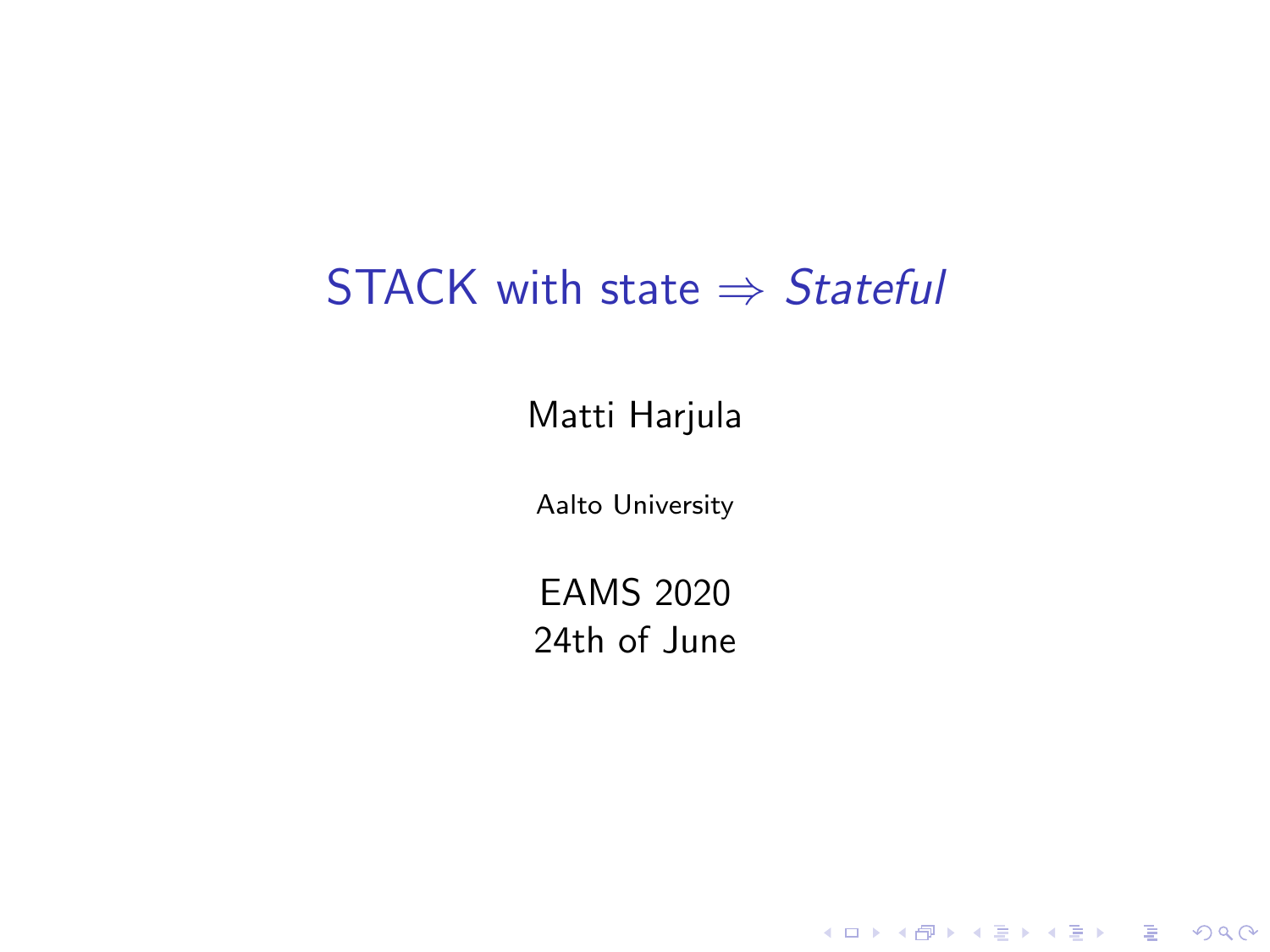# STACK with state $\Rightarrow$ *Stateful*

Matti Harjula

Aalto University

EAMS 2020
24th of June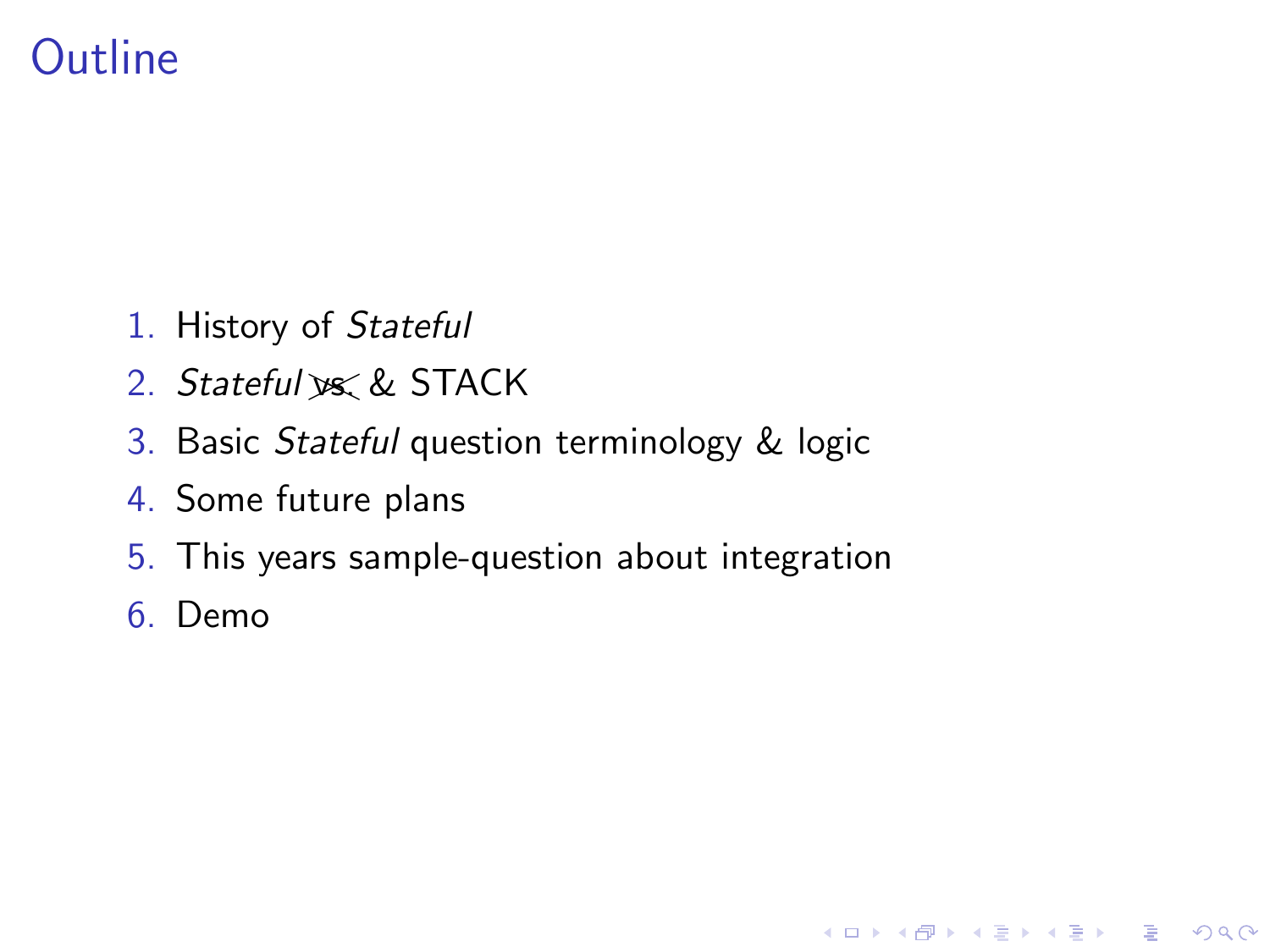# Outline

1. History of *Stateful*
2. *Stateful* ~~vs.~~ & STACK
3. Basic *Stateful* question terminology & logic
4. Some future plans
5. This years sample-question about integration
6. Demo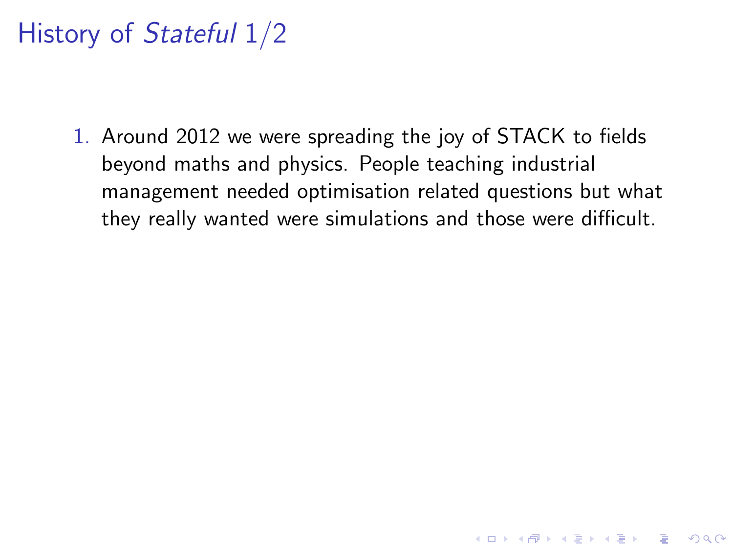# History of *Stateful* 1/2

1. Around 2012 we were spreading the joy of STACK to fields beyond maths and physics. People teaching industrial management needed optimisation related questions but what they really wanted were simulations and those were difficult.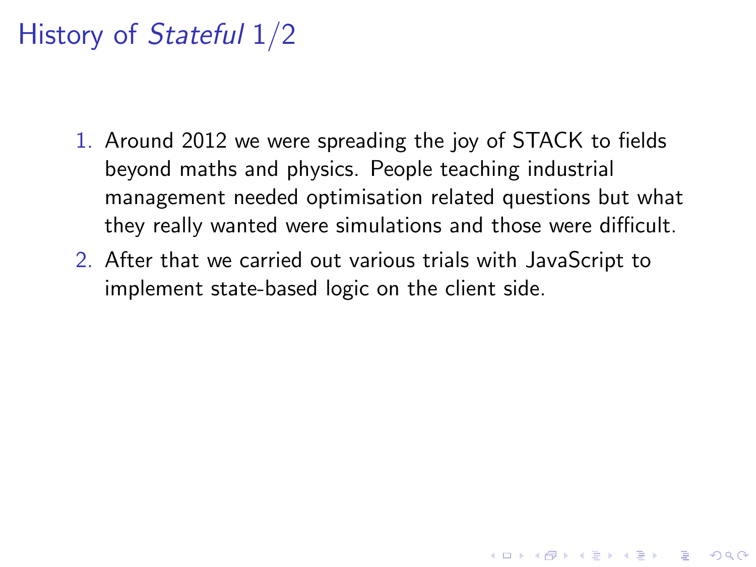# History of *Stateful* 1/2

1. Around 2012 we were spreading the joy of STACK to fields beyond maths and physics. People teaching industrial management needed optimisation related questions but what they really wanted were simulations and those were difficult.
2. After that we carried out various trials with JavaScript to implement state-based logic on the client side.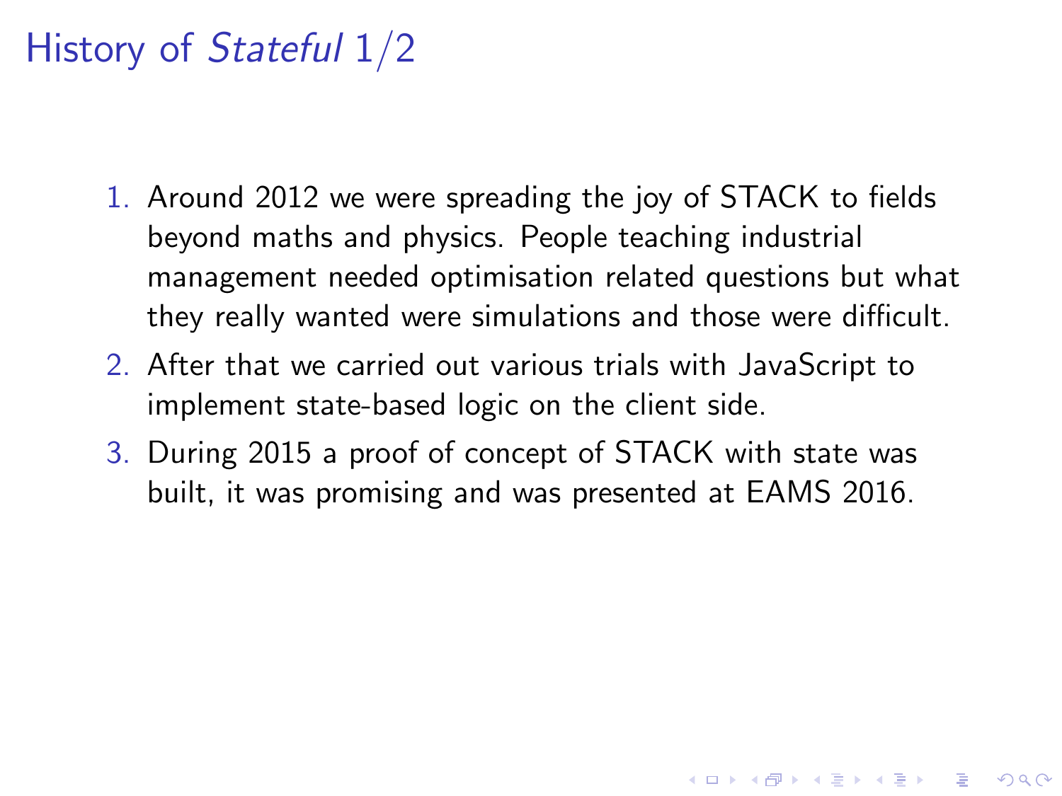# History of *Stateful* 1/2

1. Around 2012 we were spreading the joy of STACK to fields beyond maths and physics. People teaching industrial management needed optimisation related questions but what they really wanted were simulations and those were difficult.
2. After that we carried out various trials with JavaScript to implement state-based logic on the client side.
3. During 2015 a proof of concept of STACK with state was built, it was promising and was presented at EAMS 2016.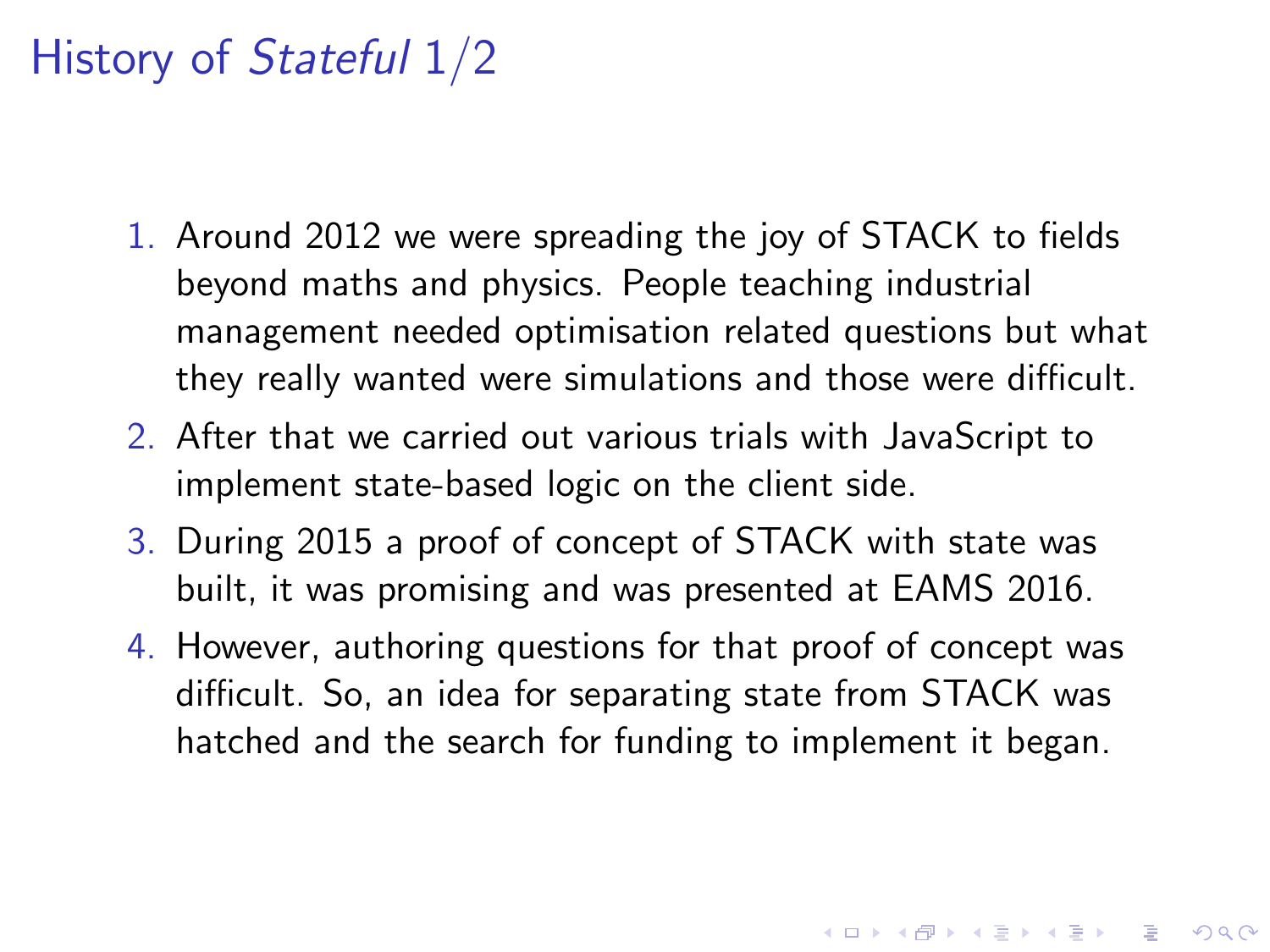# History of *Stateful* 1/2

1. Around 2012 we were spreading the joy of STACK to fields beyond maths and physics. People teaching industrial management needed optimisation related questions but what they really wanted were simulations and those were difficult.
2. After that we carried out various trials with JavaScript to implement state-based logic on the client side.
3. During 2015 a proof of concept of STACK with state was built, it was promising and was presented at EAMS 2016.
4. However, authoring questions for that proof of concept was difficult. So, an idea for separating state from STACK was hatched and the search for funding to implement it began.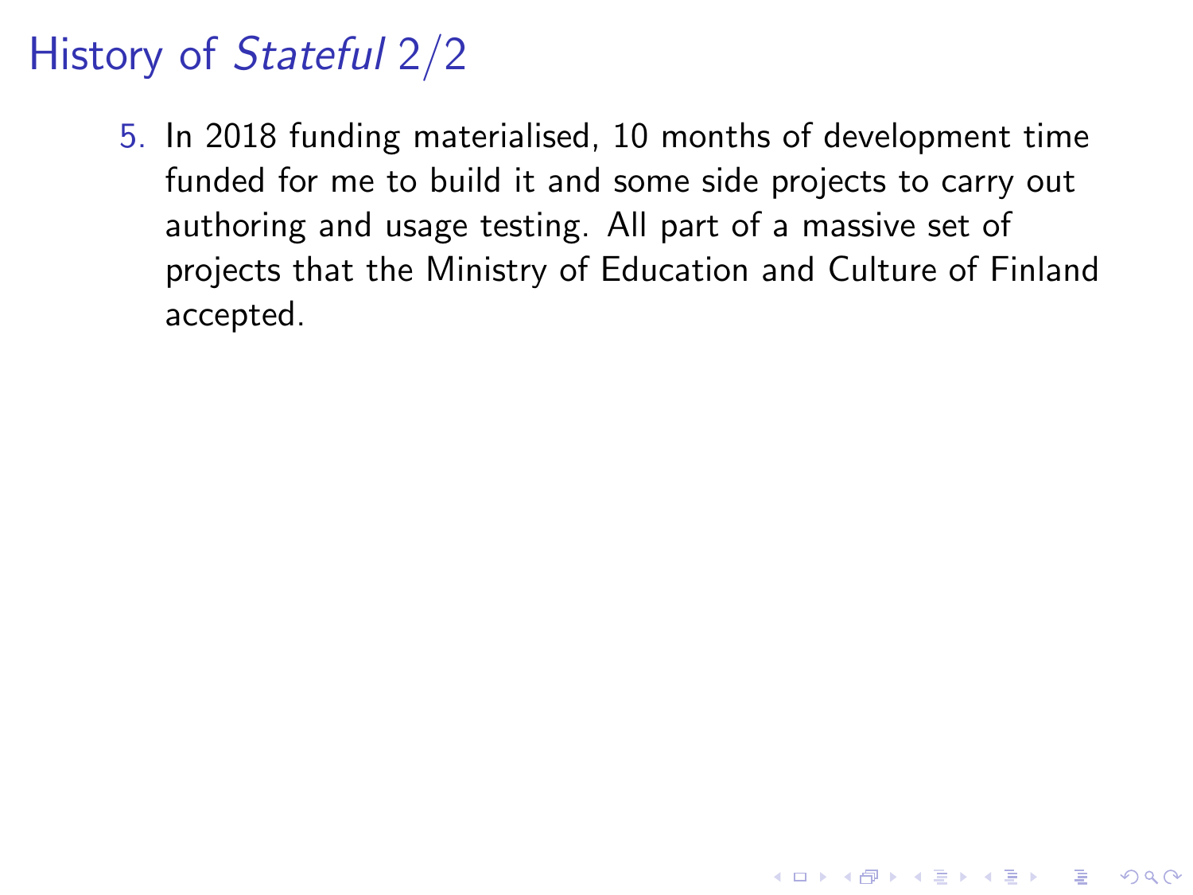# History of *Stateful* 2/2

5. In 2018 funding materialised, 10 months of development time funded for me to build it and some side projects to carry out authoring and usage testing. All part of a massive set of projects that the Ministry of Education and Culture of Finland accepted.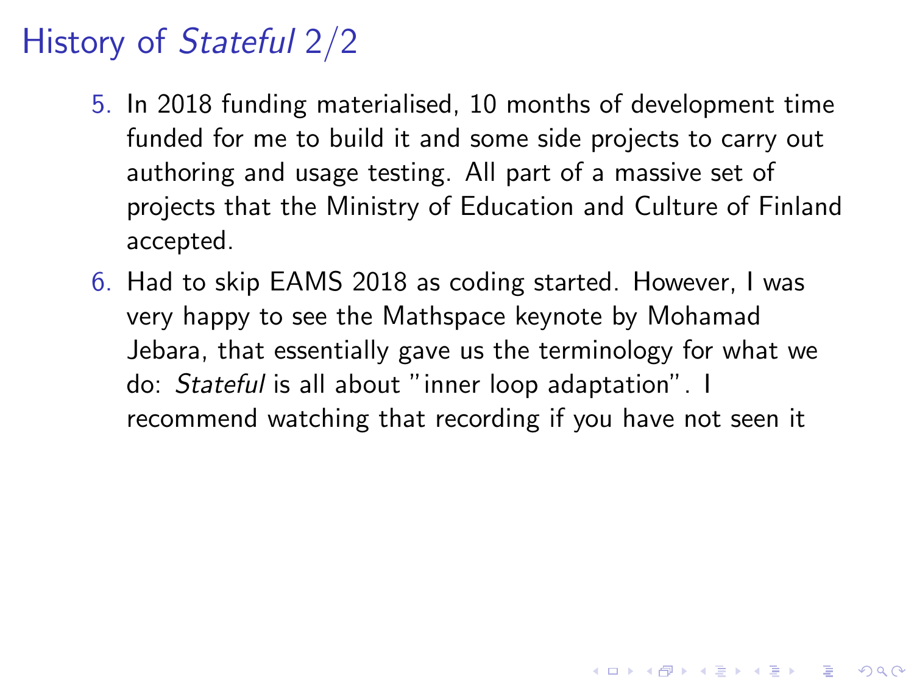# History of *Stateful* 2/2

5. In 2018 funding materialised, 10 months of development time funded for me to build it and some side projects to carry out authoring and usage testing. All part of a massive set of projects that the Ministry of Education and Culture of Finland accepted.
6. Had to skip EAMS 2018 as coding started. However, I was very happy to see the Mathspace keynote by Mohamad Jebara, that essentially gave us the terminology for what we do: *Stateful* is all about "inner loop adaptation". I recommend watching that recording if you have not seen it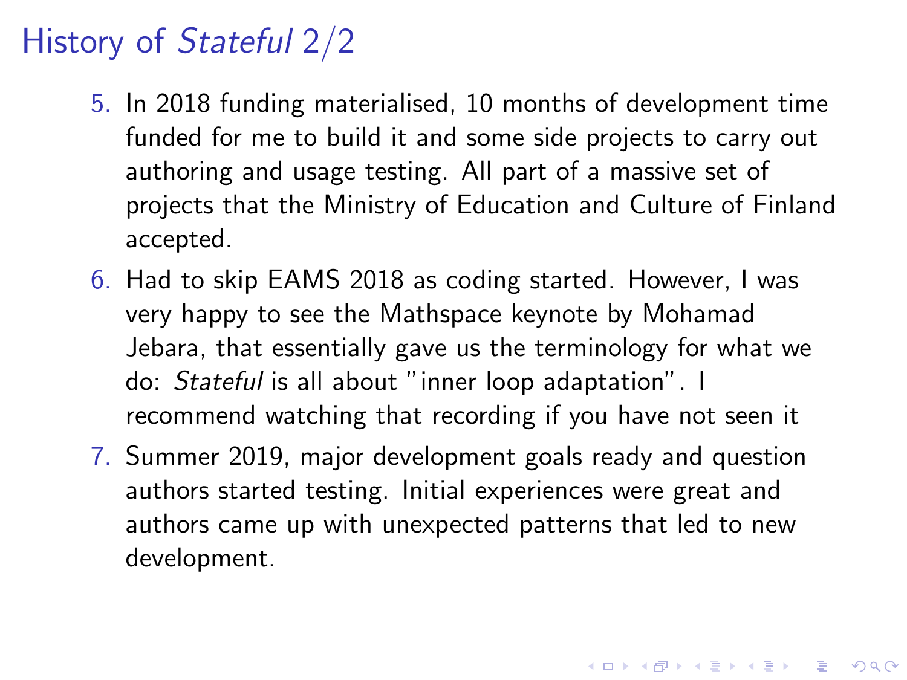# History of *Stateful* 2/2

5. In 2018 funding materialised, 10 months of development time funded for me to build it and some side projects to carry out authoring and usage testing. All part of a massive set of projects that the Ministry of Education and Culture of Finland accepted.
6. Had to skip EAMS 2018 as coding started. However, I was very happy to see the Mathspace keynote by Mohamad Jebara, that essentially gave us the terminology for what we do: *Stateful* is all about "inner loop adaptation". I recommend watching that recording if you have not seen it
7. Summer 2019, major development goals ready and question authors started testing. Initial experiences were great and authors came up with unexpected patterns that led to new development.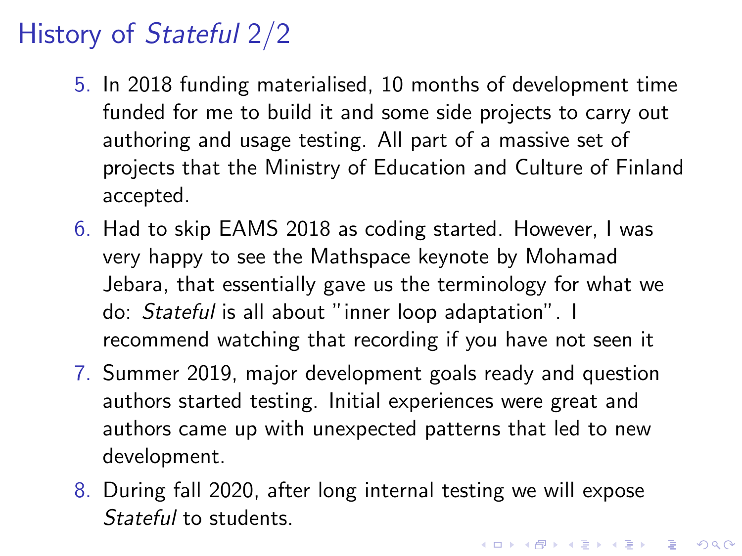# History of *Stateful* 2/2

5. In 2018 funding materialised, 10 months of development time funded for me to build it and some side projects to carry out authoring and usage testing. All part of a massive set of projects that the Ministry of Education and Culture of Finland accepted.
6. Had to skip EAMS 2018 as coding started. However, I was very happy to see the Mathspace keynote by Mohamad Jebara, that essentially gave us the terminology for what we do: *Stateful* is all about "inner loop adaptation". I recommend watching that recording if you have not seen it
7. Summer 2019, major development goals ready and question authors started testing. Initial experiences were great and authors came up with unexpected patterns that led to new development.
8. During fall 2020, after long internal testing we will expose *Stateful* to students.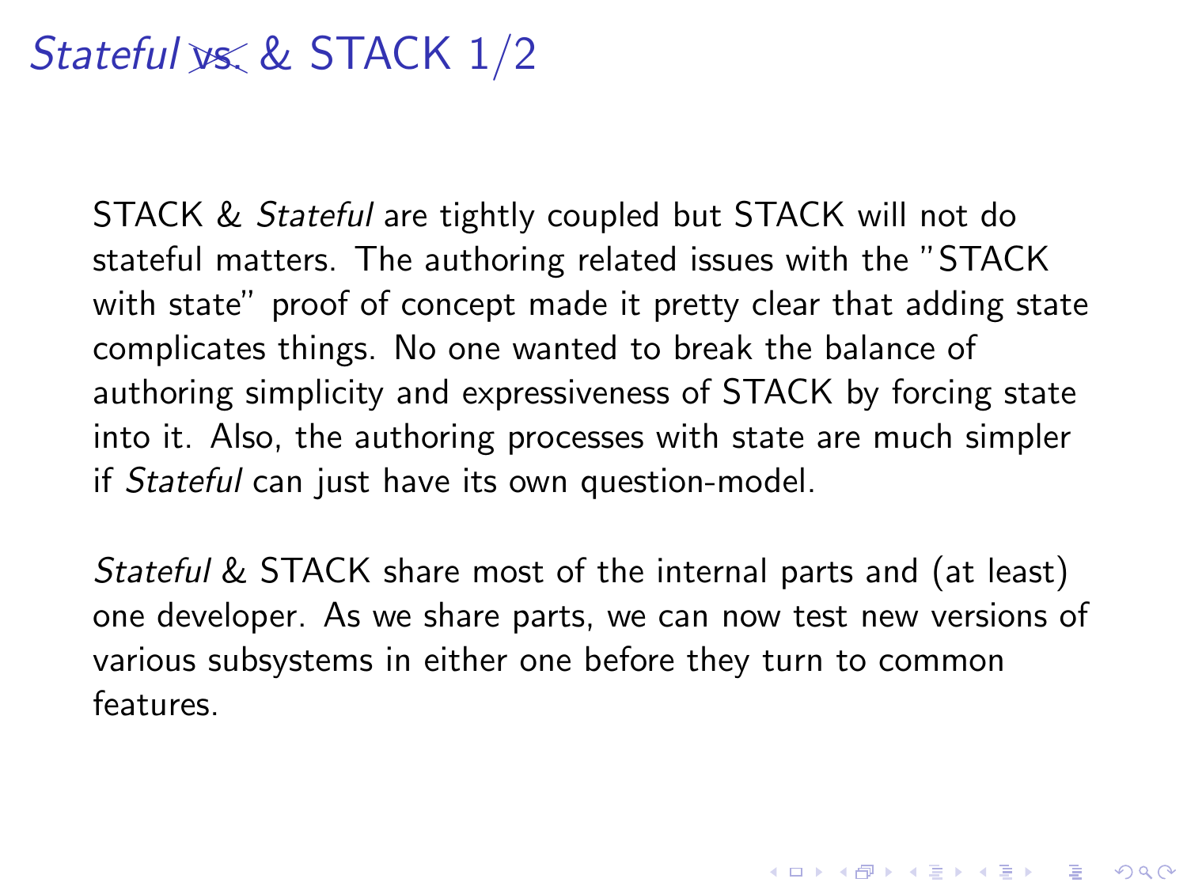# *Stateful* ~~vs.~~ & STACK 1/2

STACK & *Stateful* are tightly coupled but STACK will not do stateful matters. The authoring related issues with the "STACK with state" proof of concept made it pretty clear that adding state complicates things. No one wanted to break the balance of authoring simplicity and expressiveness of STACK by forcing state into it. Also, the authoring processes with state are much simpler if *Stateful* can just have its own question-model.

*Stateful* & STACK share most of the internal parts and (at least) one developer. As we share parts, we can now test new versions of various subsystems in either one before they turn to common features.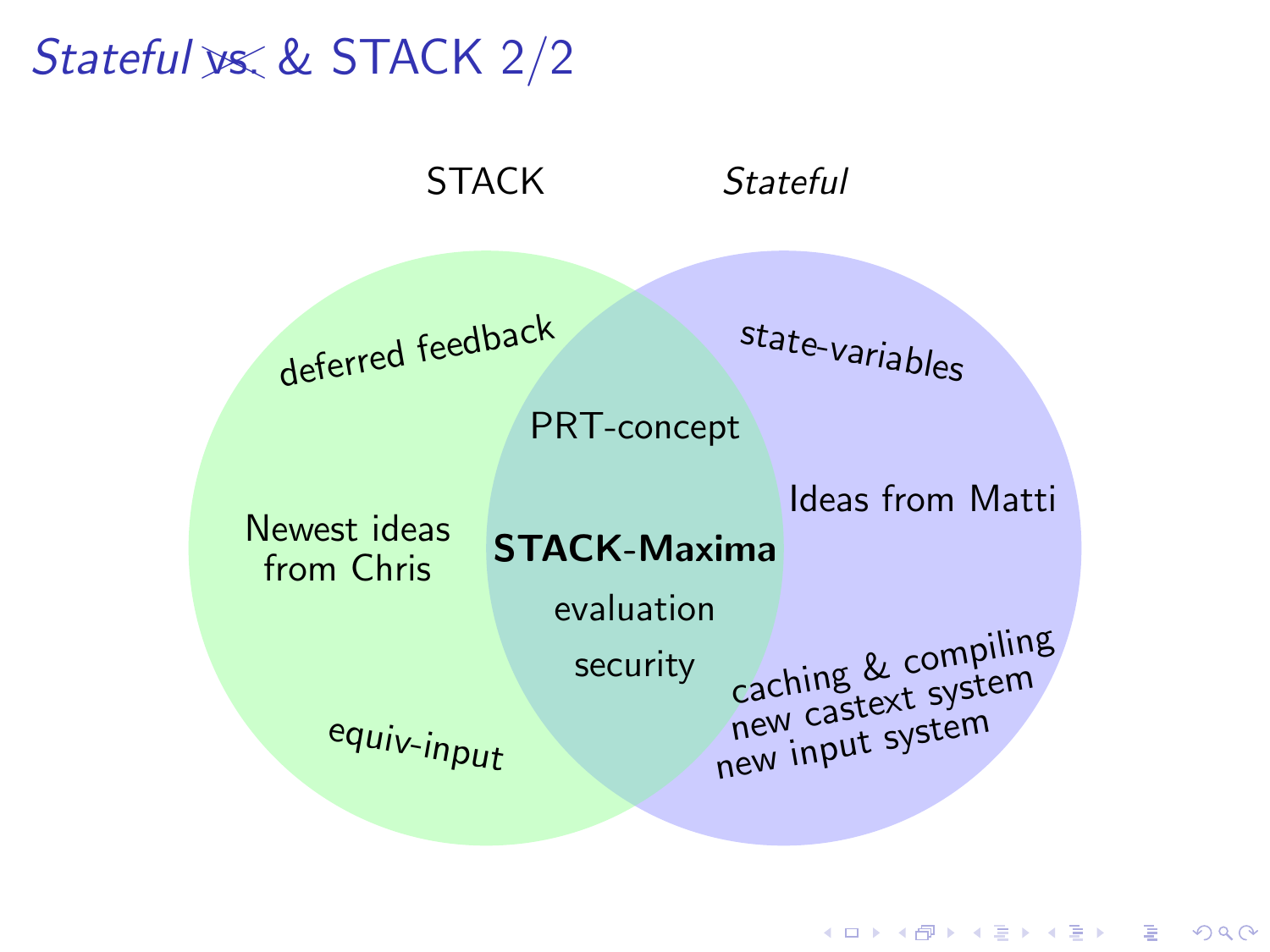# *Stateful* ~~vs.~~ & STACK 2/2

STACK

*Stateful*

deferred feedback

Newest ideas from Chris

equiv-input

PRT-concept

**STACK-Maxima**

evaluation

security

state-variables

Ideas from Matti

caching & compiling
new castext system
new input system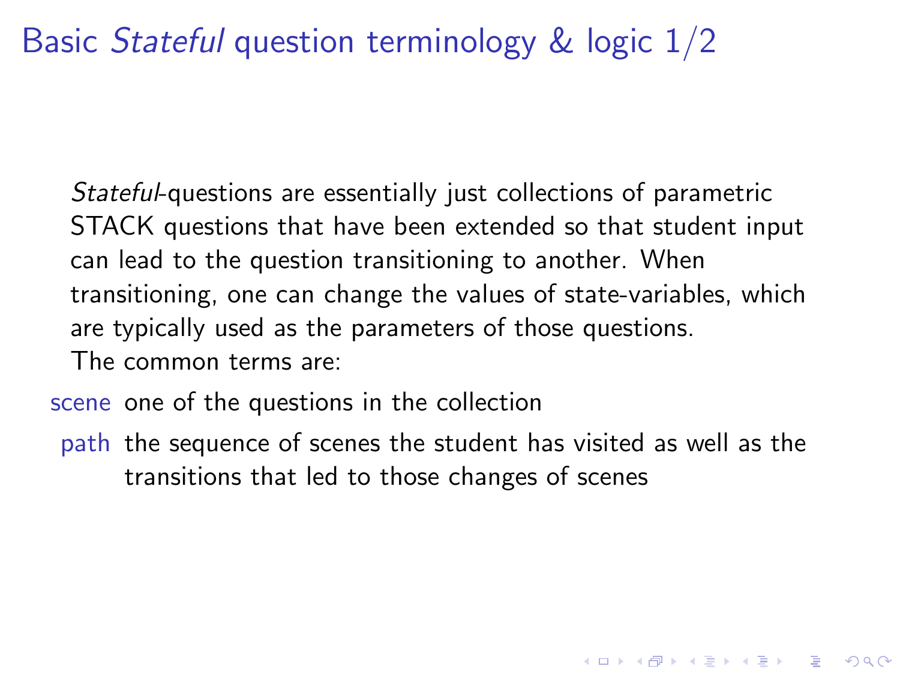# Basic *Stateful* question terminology & logic 1/2

*Stateful*-questions are essentially just collections of parametric STACK questions that have been extended so that student input can lead to the question transitioning to another. When transitioning, one can change the values of state-variables, which are typically used as the parameters of those questions.

The common terms are:

**scene** one of the questions in the collection

**path** the sequence of scenes the student has visited as well as the transitions that led to those changes of scenes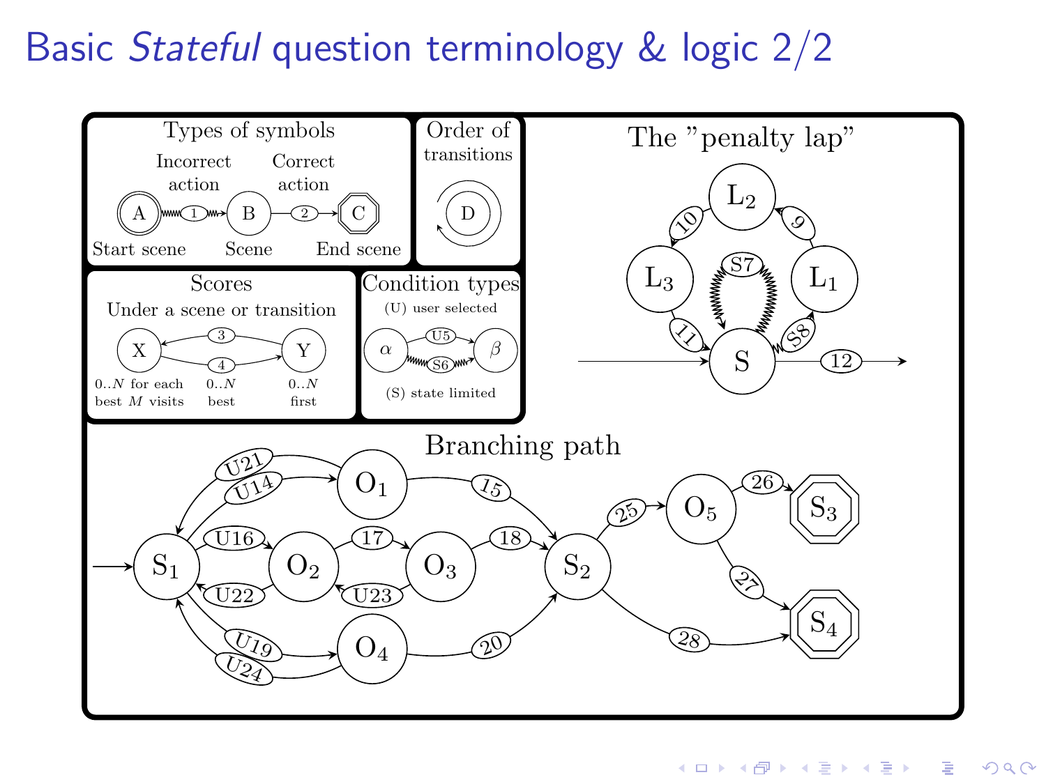# Basic *Stateful* question terminology & logic 2/2

**Types of symbols**

Incorrect action — Correct action

A —1→ B —2→ C

Start scene — Scene — End scene

**Order of transitions**

D

**Scores**

Under a scene or transition

X ←3— Y, X —4→ Y

0..$N$ for each best $M$ visits — 0..$N$ best — 0..$N$ first

**Condition types**

(U) user selected

$\alpha$ —U5→ $\beta$, $\alpha$ —S6→ $\beta$

(S) state limited

**The "penalty lap"**

S —S8→ $L_1$ —9→ $L_2$ —10→ $L_3$ —11→ S; S —S7→ S; S —12→

**Branching path**

$S_1$ —U14→ $O_1$; $O_1$ —U21→ $S_1$; $S_1$ —U16→ $O_2$; $O_2$ —U22→ $S_1$; $O_2$ —17→ $O_3$; $O_3$ —U23→ $O_2$; $S_1$ —U19→ $O_4$; $O_4$ —U24→ $S_1$; $O_1$ —15→ $S_2$; $O_3$ —18→ $S_2$; $O_4$ —20→ $S_2$; $S_2$ —25→ $O_5$; $O_5$ —26→ $S_3$; $O_5$ —27→ $S_4$; $S_2$ —28→ $S_4$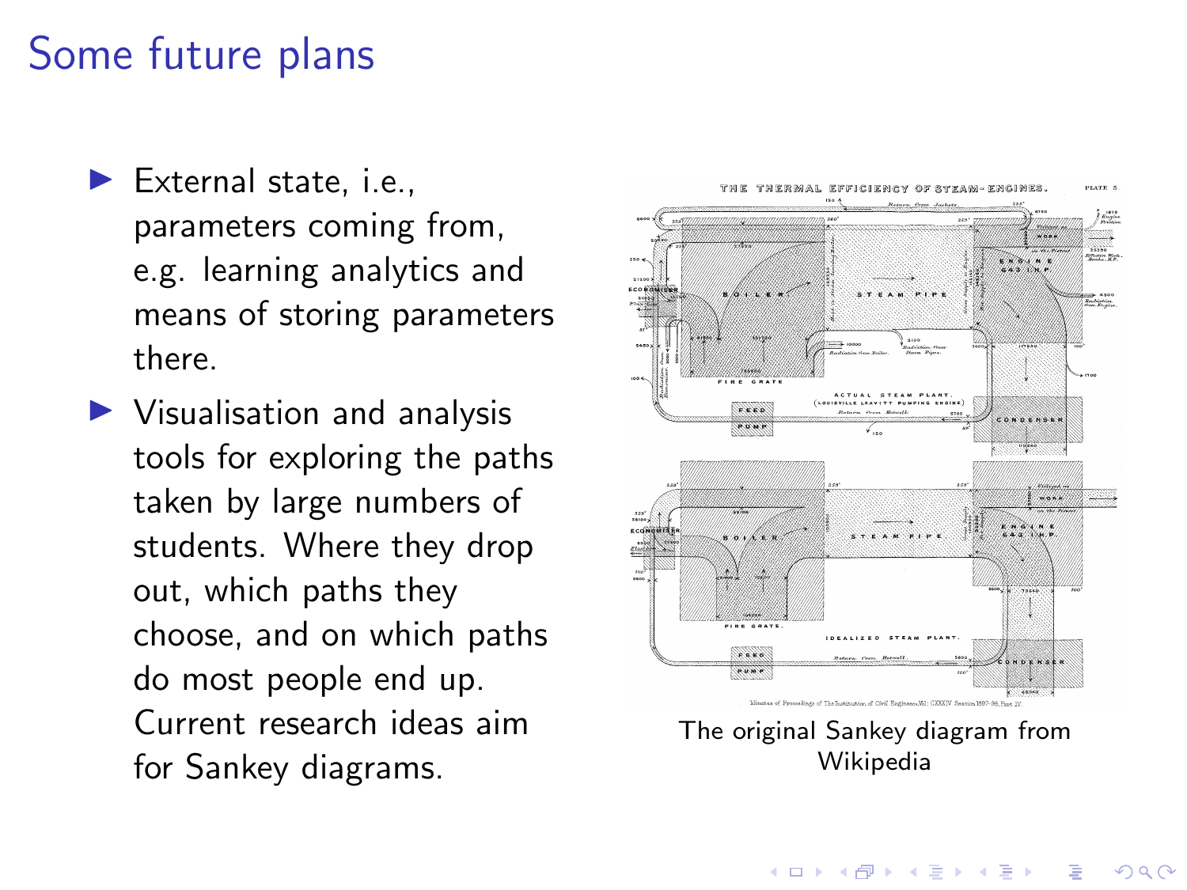# Some future plans

- External state, i.e., parameters coming from, e.g. learning analytics and means of storing parameters there.
- Visualisation and analysis tools for exploring the paths taken by large numbers of students. Where they drop out, which paths they choose, and on which paths do most people end up. Current research ideas aim for Sankey diagrams.

The original Sankey diagram from Wikipedia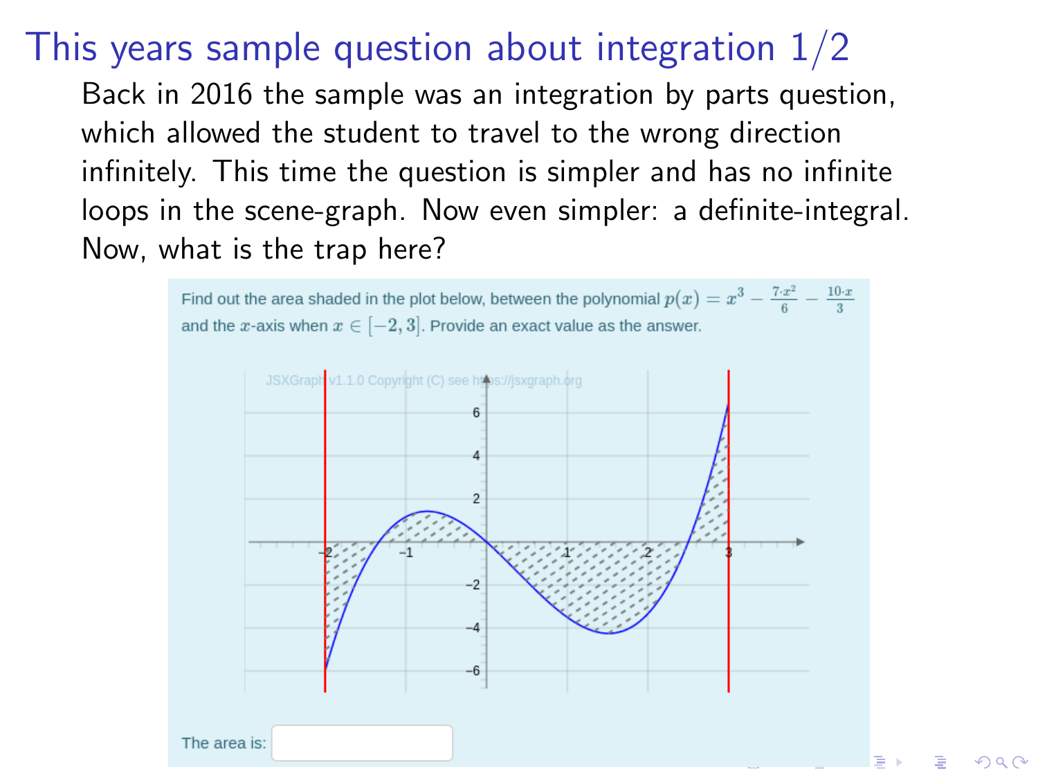# This years sample question about integration 1/2

Back in 2016 the sample was an integration by parts question, which allowed the student to travel to the wrong direction infinitely. This time the question is simpler and has no infinite loops in the scene-graph. Now even simpler: a definite-integral. Now, what is the trap here?

Find out the area shaded in the plot below, between the polynomial $p(x) = x^3 - \frac{7 \cdot x^2}{6} - \frac{10 \cdot x}{3}$ and the $x$-axis when $x \in [-2, 3]$. Provide an exact value as the answer.

The area is: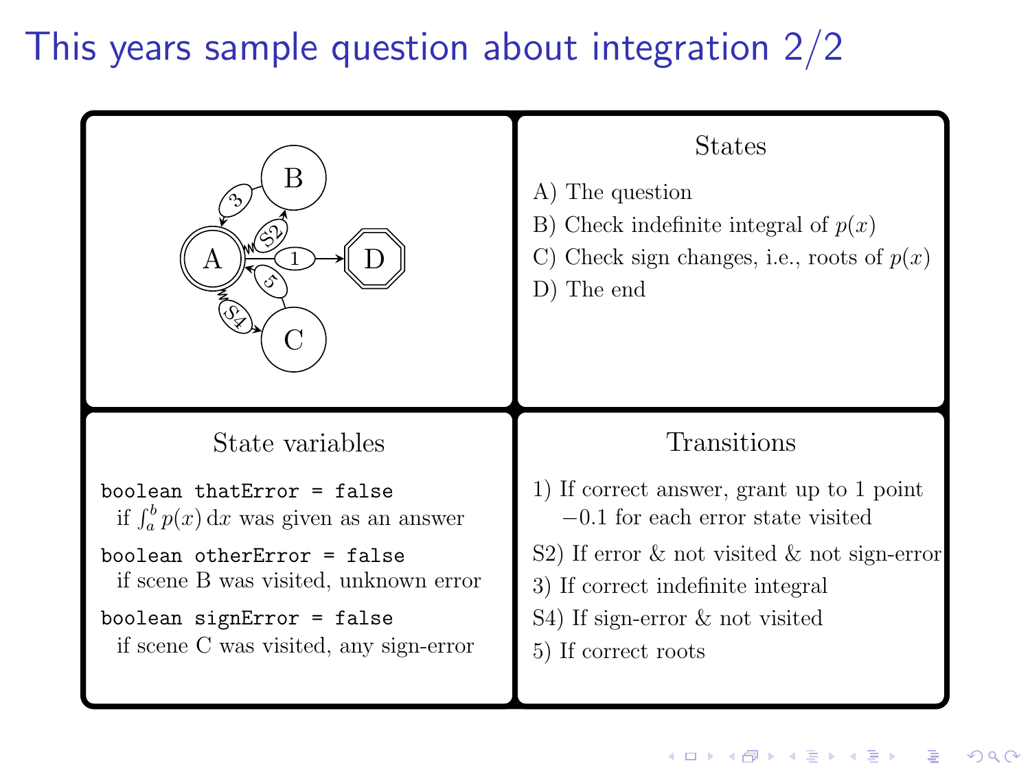# This years sample question about integration 2/2

## States

A) The question

B) Check indefinite integral of $p(x)$

C) Check sign changes, i.e., roots of $p(x)$

D) The end

## State variables

`boolean thatError = false`
if $\int_a^b p(x)\,\mathrm{d}x$ was given as an answer

`boolean otherError = false`
if scene B was visited, unknown error

`boolean signError = false`
if scene C was visited, any sign-error

## Transitions

1) If correct answer, grant up to 1 point $-0.1$ for each error state visited

S2) If error & not visited & not sign-error

3) If correct indefinite integral

S4) If sign-error & not visited

5) If correct roots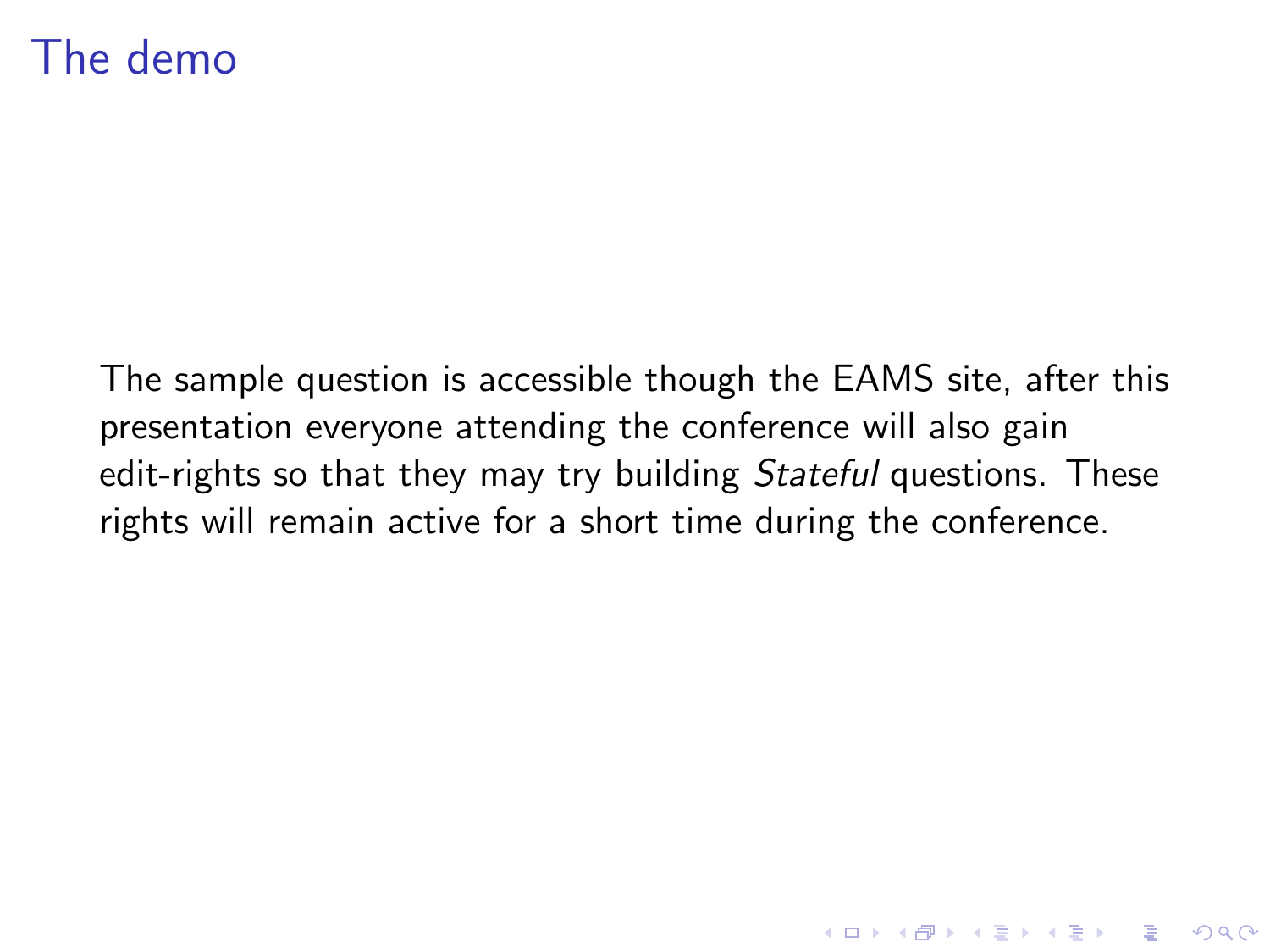# The demo

The sample question is accessible though the EAMS site, after this presentation everyone attending the conference will also gain edit-rights so that they may try building *Stateful* questions. These rights will remain active for a short time during the conference.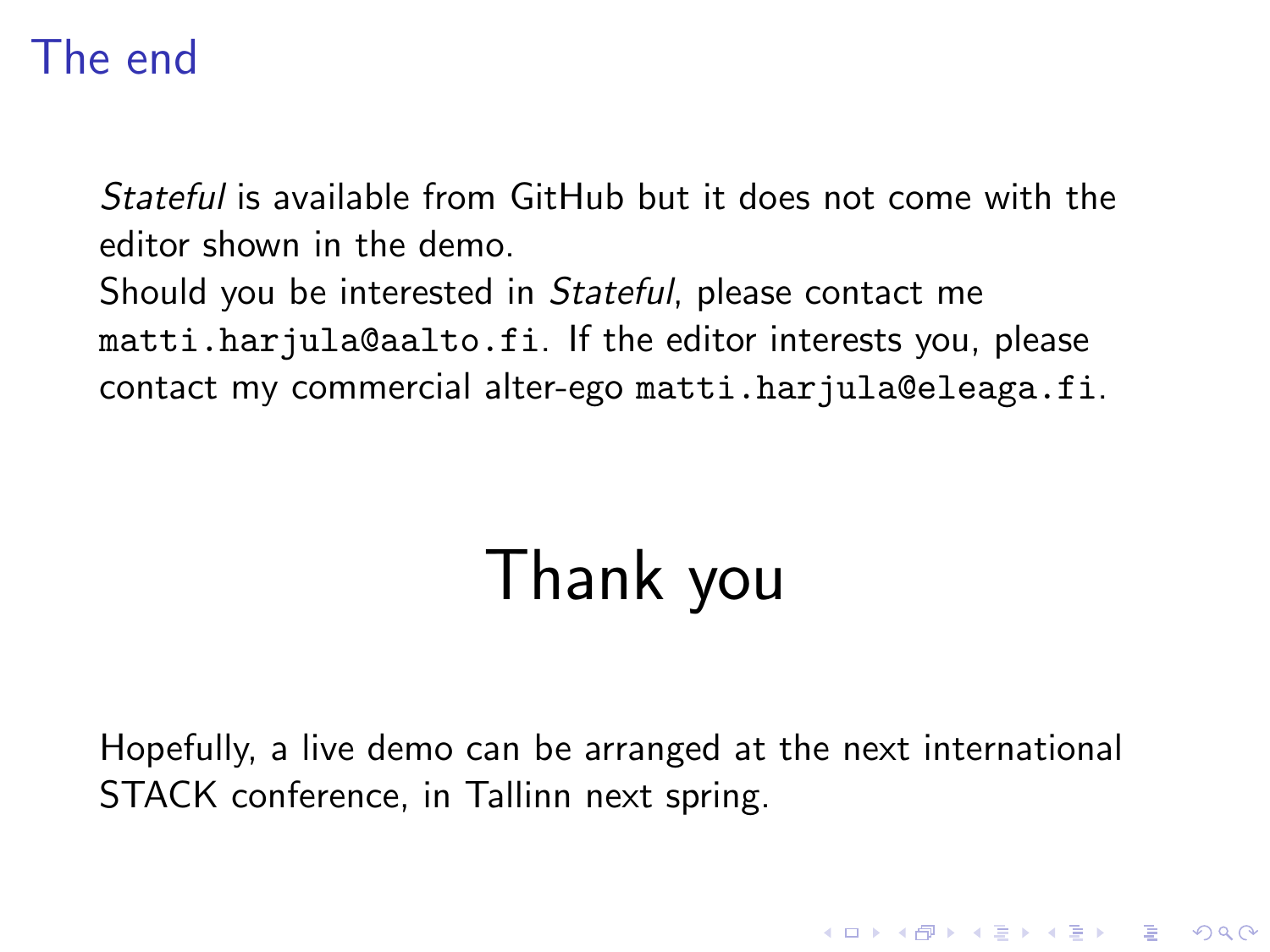# The end

*Stateful* is available from GitHub but it does not come with the editor shown in the demo.
Should you be interested in *Stateful*, please contact me `matti.harjula@aalto.fi`. If the editor interests you, please contact my commercial alter-ego `matti.harjula@eleaga.fi`.

## Thank you

Hopefully, a live demo can be arranged at the next international STACK conference, in Tallinn next spring.